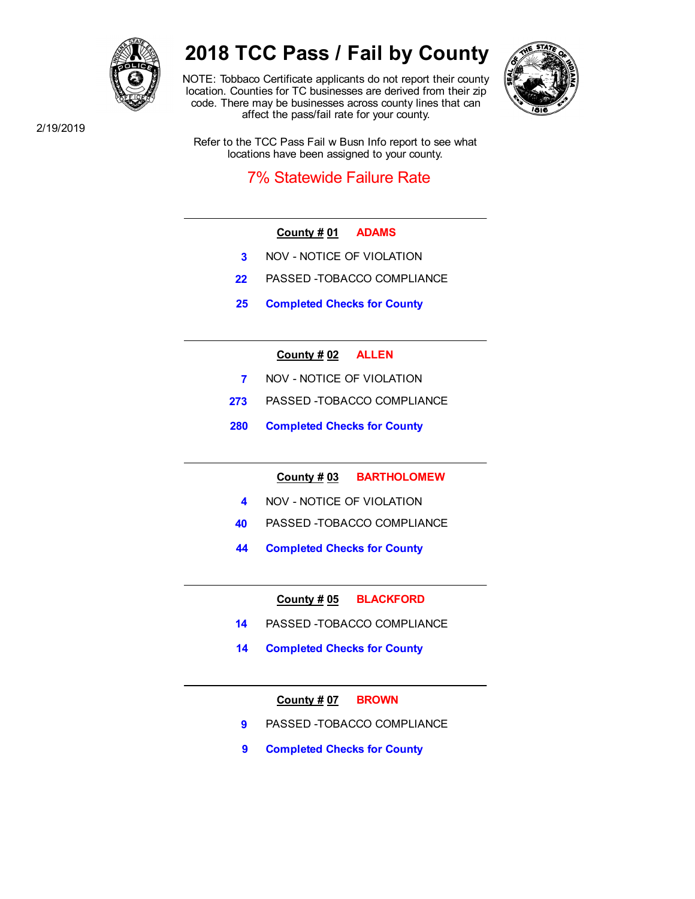# 2018 TCC Pass / Fail by County

2/19/2019

NOTE: Tobbaco Certificate applicants do not report their county location. Counties for TC businesses are derived from their zip code. There may be businesses across county lines that can affect the pass/fail rate for your county.

Refer to the TCC Pass Fail w Busn Info report to see what locations have been assigned to your county.

7% Statewide Failure Rate

---

**County # 01** **ADAMS**

| | |
|---|---|
| 3 | NOV - NOTICE OF VIOLATION |
| 22 | PASSED -TOBACCO COMPLIANCE |
| **25** | **Completed Checks for County** |

---

**County # 02** **ALLEN**

| | |
|---|---|
| 7 | NOV - NOTICE OF VIOLATION |
| 273 | PASSED -TOBACCO COMPLIANCE |
| **280** | **Completed Checks for County** |

---

**County # 03** **BARTHOLOMEW**

| | |
|---|---|
| 4 | NOV - NOTICE OF VIOLATION |
| 40 | PASSED -TOBACCO COMPLIANCE |
| **44** | **Completed Checks for County** |

---

**County # 05** **BLACKFORD**

| | |
|---|---|
| 14 | PASSED -TOBACCO COMPLIANCE |
| **14** | **Completed Checks for County** |

---

**County # 07** **BROWN**

| | |
|---|---|
| 9 | PASSED -TOBACCO COMPLIANCE |
| **9** | **Completed Checks for County** |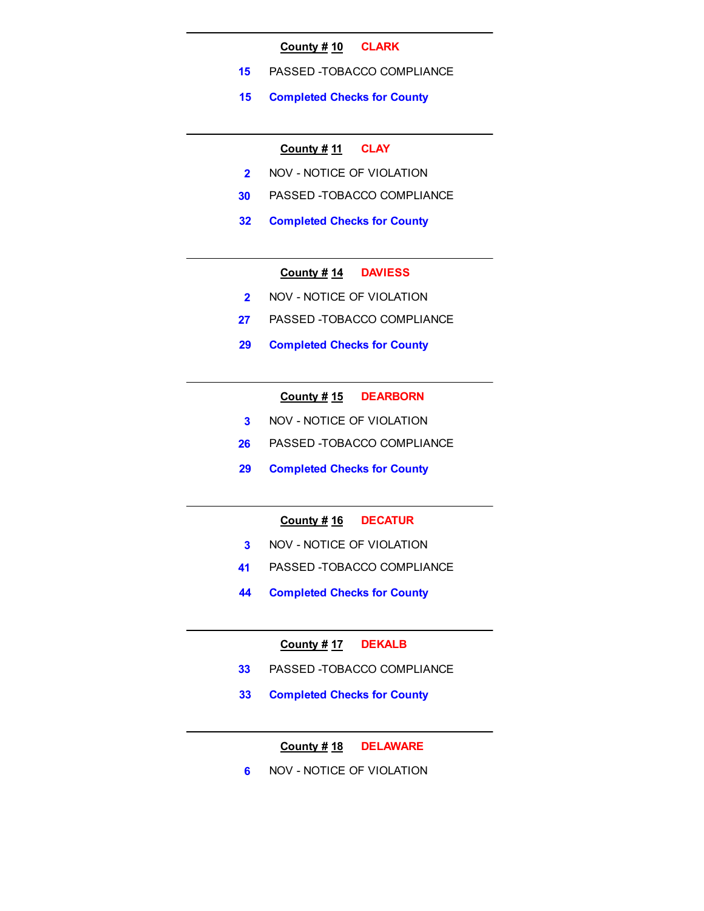---

**County # 10** CLARK

| | |
|---|---|
| 15 | PASSED -TOBACCO COMPLIANCE |
| **15** | **Completed Checks for County** |

---

**County # 11** CLAY

| | |
|---|---|
| 2 | NOV - NOTICE OF VIOLATION |
| 30 | PASSED -TOBACCO COMPLIANCE |
| **32** | **Completed Checks for County** |

---

**County # 14** DAVIESS

| | |
|---|---|
| 2 | NOV - NOTICE OF VIOLATION |
| 27 | PASSED -TOBACCO COMPLIANCE |
| **29** | **Completed Checks for County** |

---

**County # 15** DEARBORN

| | |
|---|---|
| 3 | NOV - NOTICE OF VIOLATION |
| 26 | PASSED -TOBACCO COMPLIANCE |
| **29** | **Completed Checks for County** |

---

**County # 16** DECATUR

| | |
|---|---|
| 3 | NOV - NOTICE OF VIOLATION |
| 41 | PASSED -TOBACCO COMPLIANCE |
| **44** | **Completed Checks for County** |

---

**County # 17** DEKALB

| | |
|---|---|
| 33 | PASSED -TOBACCO COMPLIANCE |
| **33** | **Completed Checks for County** |

---

**County # 18** DELAWARE

| | |
|---|---|
| 6 | NOV - NOTICE OF VIOLATION |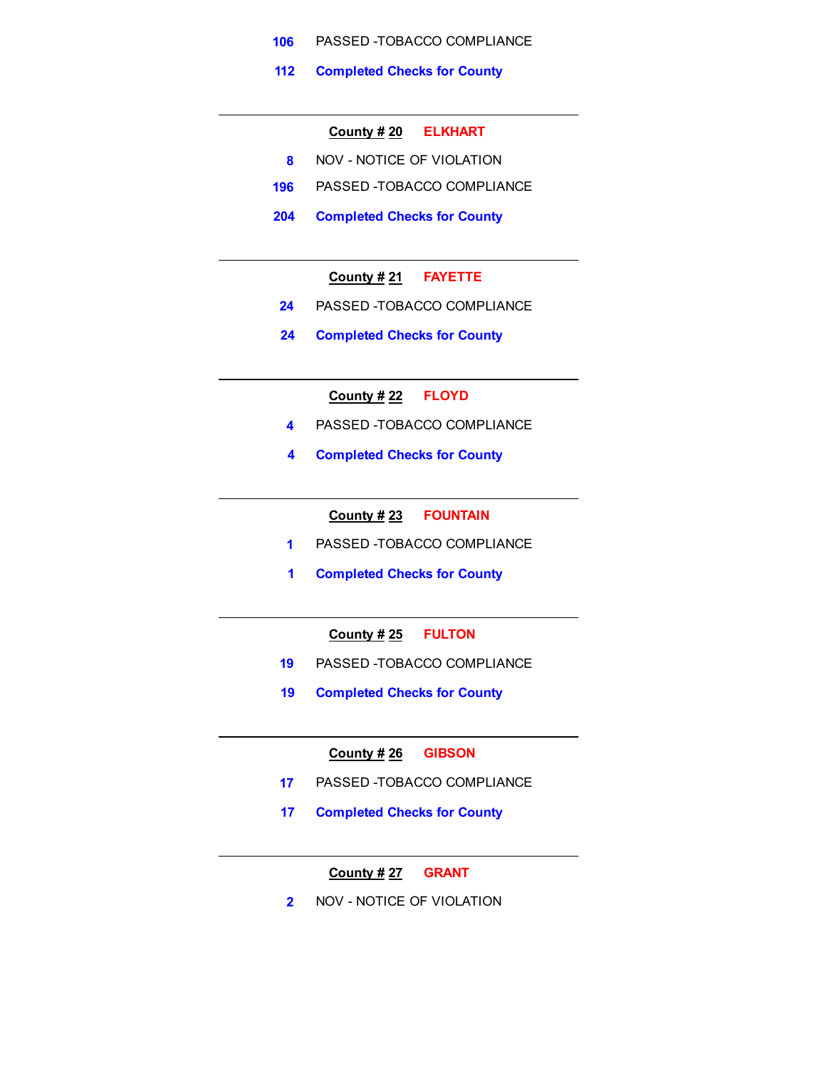106 PASSED -TOBACCO COMPLIANCE

**112 Completed Checks for County**

---

**County # 20 ELKHART**

8 NOV - NOTICE OF VIOLATION

196 PASSED -TOBACCO COMPLIANCE

**204 Completed Checks for County**

---

**County # 21 FAYETTE**

24 PASSED -TOBACCO COMPLIANCE

**24 Completed Checks for County**

---

**County # 22 FLOYD**

4 PASSED -TOBACCO COMPLIANCE

**4 Completed Checks for County**

---

**County # 23 FOUNTAIN**

1 PASSED -TOBACCO COMPLIANCE

**1 Completed Checks for County**

---

**County # 25 FULTON**

19 PASSED -TOBACCO COMPLIANCE

**19 Completed Checks for County**

---

**County # 26 GIBSON**

17 PASSED -TOBACCO COMPLIANCE

**17 Completed Checks for County**

---

**County # 27 GRANT**

2 NOV - NOTICE OF VIOLATION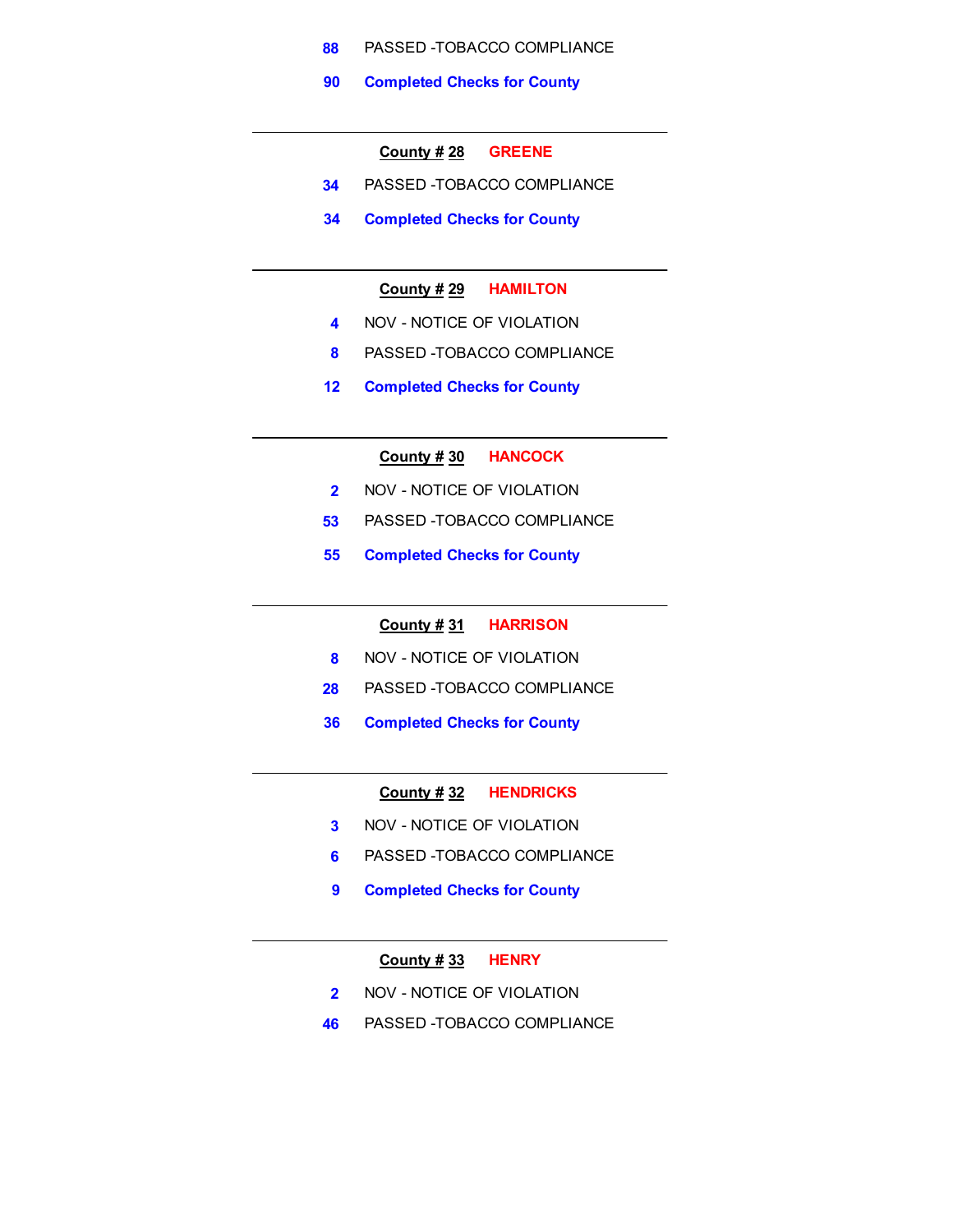88 PASSED -TOBACCO COMPLIANCE

**90 Completed Checks for County**

---

**County # 28 GREENE**

34 PASSED -TOBACCO COMPLIANCE

**34 Completed Checks for County**

---

**County # 29 HAMILTON**

4 NOV - NOTICE OF VIOLATION

8 PASSED -TOBACCO COMPLIANCE

**12 Completed Checks for County**

---

**County # 30 HANCOCK**

2 NOV - NOTICE OF VIOLATION

53 PASSED -TOBACCO COMPLIANCE

**55 Completed Checks for County**

---

**County # 31 HARRISON**

8 NOV - NOTICE OF VIOLATION

28 PASSED -TOBACCO COMPLIANCE

**36 Completed Checks for County**

---

**County # 32 HENDRICKS**

3 NOV - NOTICE OF VIOLATION

6 PASSED -TOBACCO COMPLIANCE

**9 Completed Checks for County**

---

**County # 33 HENRY**

2 NOV - NOTICE OF VIOLATION

46 PASSED -TOBACCO COMPLIANCE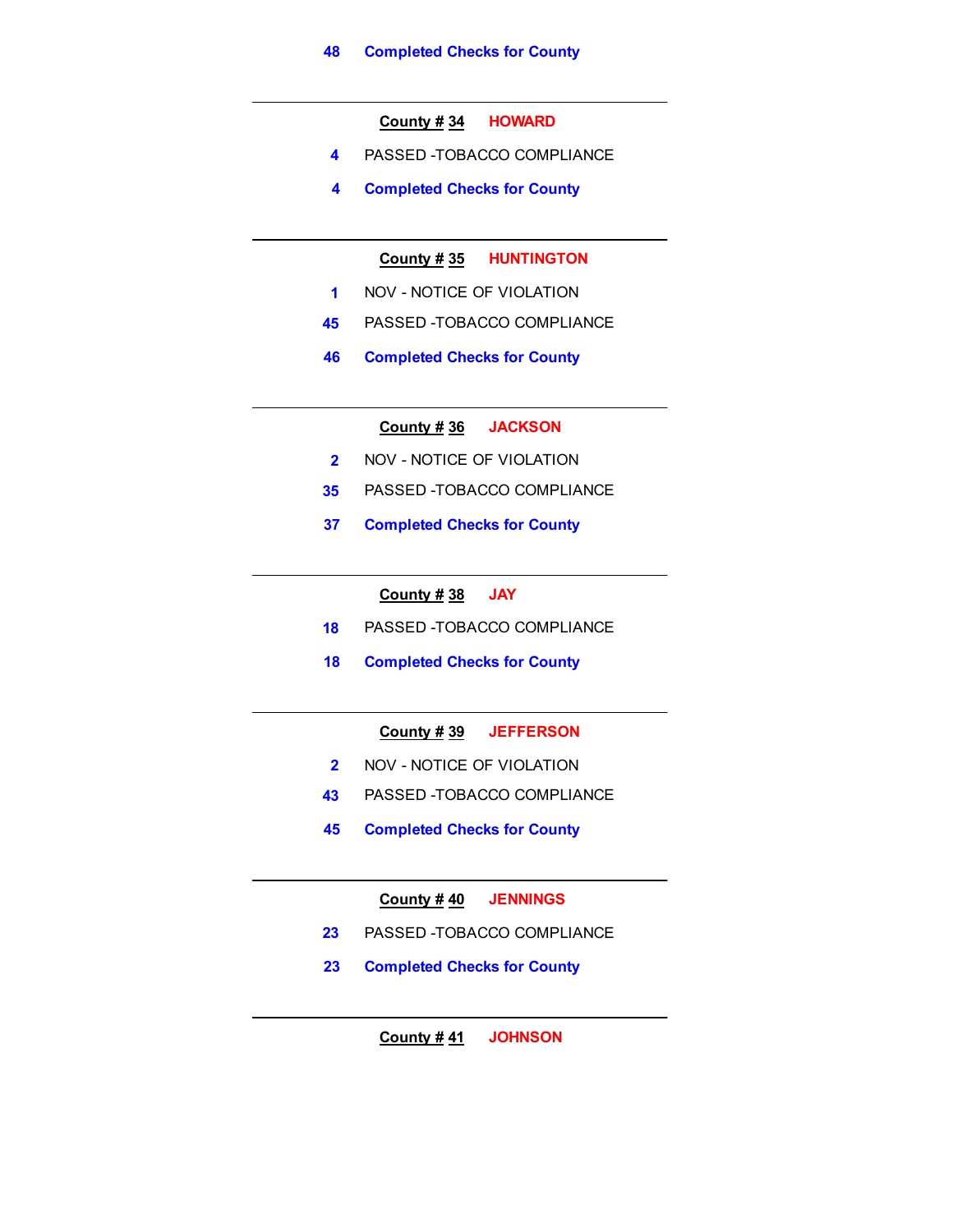**48 Completed Checks for County**

---

**County # 34 HOWARD**

4 PASSED -TOBACCO COMPLIANCE

**4 Completed Checks for County**

---

**County # 35 HUNTINGTON**

1 NOV - NOTICE OF VIOLATION

45 PASSED -TOBACCO COMPLIANCE

**46 Completed Checks for County**

---

**County # 36 JACKSON**

2 NOV - NOTICE OF VIOLATION

35 PASSED -TOBACCO COMPLIANCE

**37 Completed Checks for County**

---

**County # 38 JAY**

18 PASSED -TOBACCO COMPLIANCE

**18 Completed Checks for County**

---

**County # 39 JEFFERSON**

2 NOV - NOTICE OF VIOLATION

43 PASSED -TOBACCO COMPLIANCE

**45 Completed Checks for County**

---

**County # 40 JENNINGS**

23 PASSED -TOBACCO COMPLIANCE

**23 Completed Checks for County**

---

**County # 41 JOHNSON**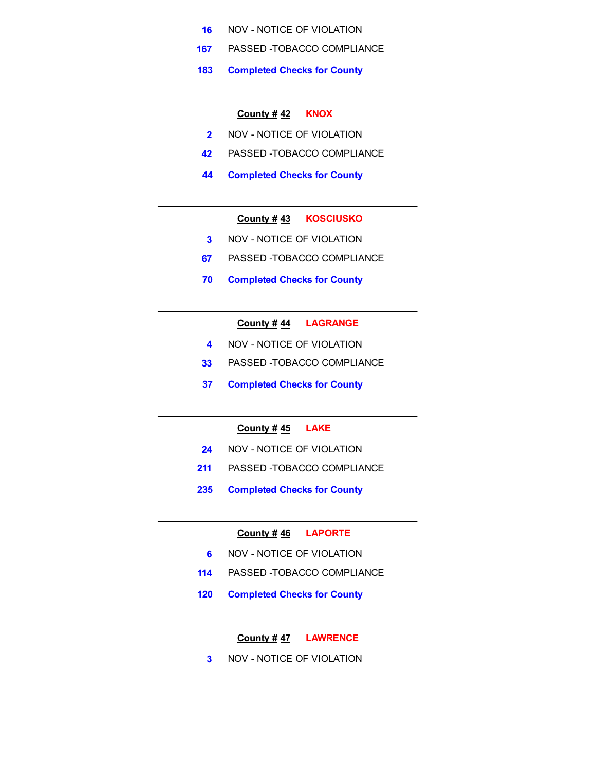16 NOV - NOTICE OF VIOLATION

167 PASSED -TOBACCO COMPLIANCE

**183 Completed Checks for County**

---

**County # 42 KNOX**

2 NOV - NOTICE OF VIOLATION

42 PASSED -TOBACCO COMPLIANCE

**44 Completed Checks for County**

---

**County # 43 KOSCIUSKO**

3 NOV - NOTICE OF VIOLATION

67 PASSED -TOBACCO COMPLIANCE

**70 Completed Checks for County**

---

**County # 44 LAGRANGE**

4 NOV - NOTICE OF VIOLATION

33 PASSED -TOBACCO COMPLIANCE

**37 Completed Checks for County**

---

**County # 45 LAKE**

24 NOV - NOTICE OF VIOLATION

211 PASSED -TOBACCO COMPLIANCE

**235 Completed Checks for County**

---

**County # 46 LAPORTE**

6 NOV - NOTICE OF VIOLATION

114 PASSED -TOBACCO COMPLIANCE

**120 Completed Checks for County**

---

**County # 47 LAWRENCE**

3 NOV - NOTICE OF VIOLATION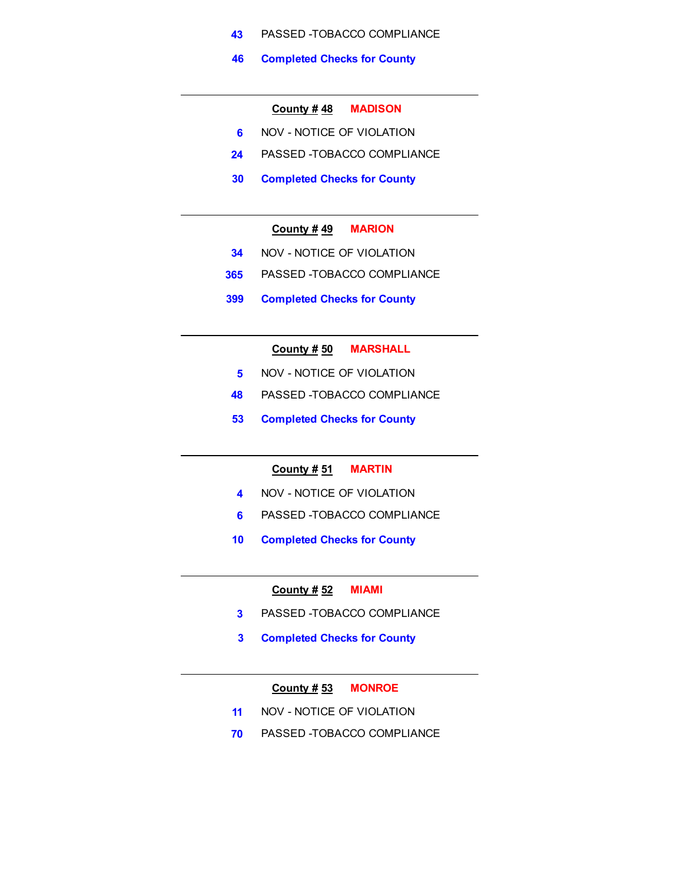43 PASSED -TOBACCO COMPLIANCE

**46 Completed Checks for County**

---

**County # 48 MADISON**

6 NOV - NOTICE OF VIOLATION

24 PASSED -TOBACCO COMPLIANCE

**30 Completed Checks for County**

---

**County # 49 MARION**

34 NOV - NOTICE OF VIOLATION

365 PASSED -TOBACCO COMPLIANCE

**399 Completed Checks for County**

---

**County # 50 MARSHALL**

5 NOV - NOTICE OF VIOLATION

48 PASSED -TOBACCO COMPLIANCE

**53 Completed Checks for County**

---

**County # 51 MARTIN**

4 NOV - NOTICE OF VIOLATION

6 PASSED -TOBACCO COMPLIANCE

**10 Completed Checks for County**

---

**County # 52 MIAMI**

3 PASSED -TOBACCO COMPLIANCE

**3 Completed Checks for County**

---

**County # 53 MONROE**

11 NOV - NOTICE OF VIOLATION

70 PASSED -TOBACCO COMPLIANCE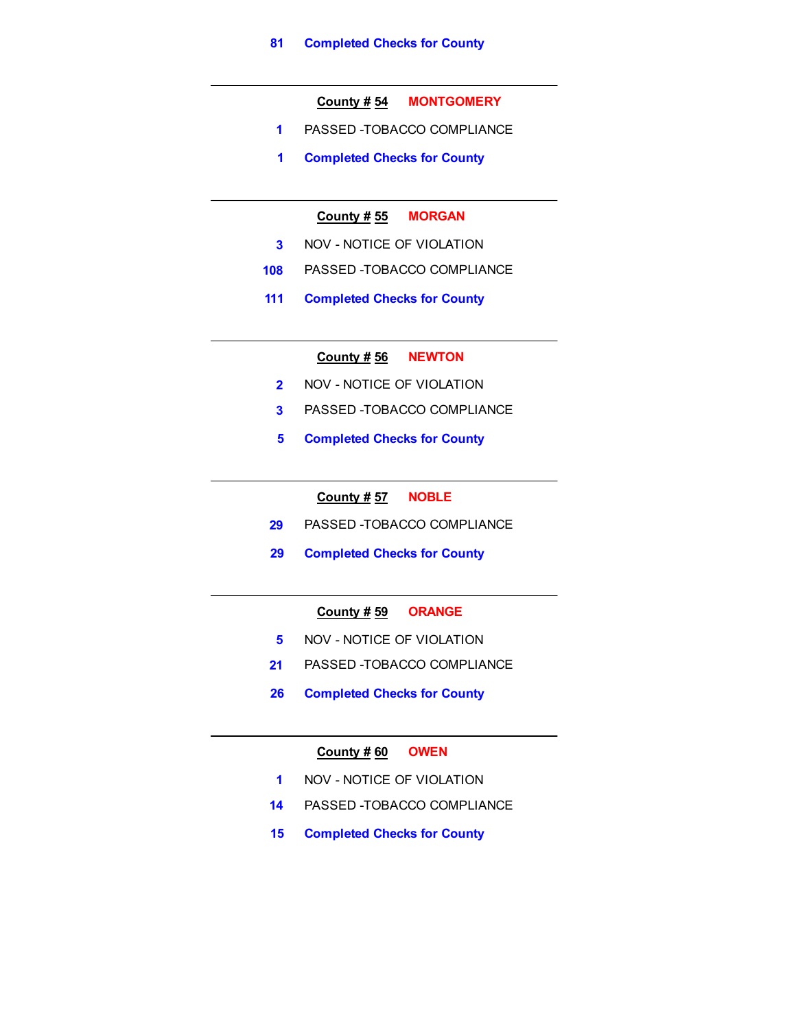81 **Completed Checks for County**

---

**County # 54** **MONTGOMERY**

1 PASSED -TOBACCO COMPLIANCE

1 **Completed Checks for County**

---

**County # 55** **MORGAN**

3 NOV - NOTICE OF VIOLATION

108 PASSED -TOBACCO COMPLIANCE

111 **Completed Checks for County**

---

**County # 56** **NEWTON**

2 NOV - NOTICE OF VIOLATION

3 PASSED -TOBACCO COMPLIANCE

5 **Completed Checks for County**

---

**County # 57** **NOBLE**

29 PASSED -TOBACCO COMPLIANCE

29 **Completed Checks for County**

---

**County # 59** **ORANGE**

5 NOV - NOTICE OF VIOLATION

21 PASSED -TOBACCO COMPLIANCE

26 **Completed Checks for County**

---

**County # 60** **OWEN**

1 NOV - NOTICE OF VIOLATION

14 PASSED -TOBACCO COMPLIANCE

15 **Completed Checks for County**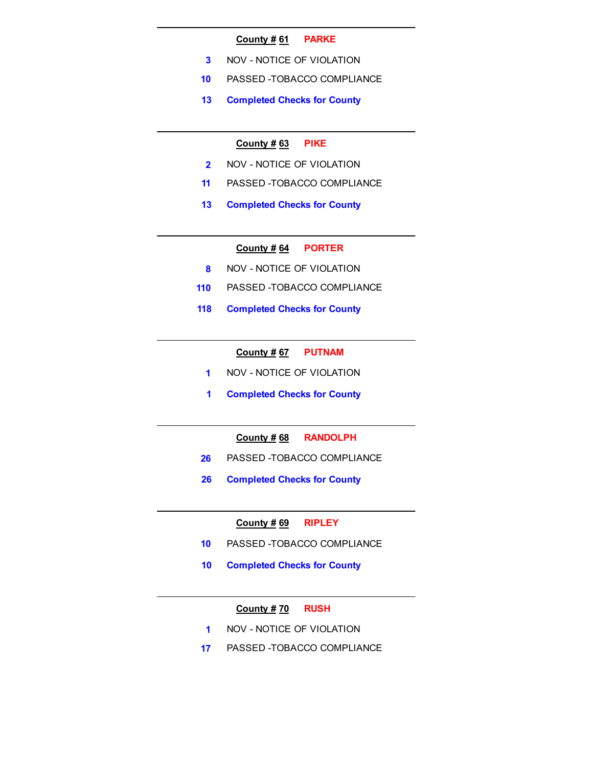---

**County # 61** PARKE

3 NOV - NOTICE OF VIOLATION

10 PASSED -TOBACCO COMPLIANCE

**13 Completed Checks for County**

---

**County # 63** PIKE

2 NOV - NOTICE OF VIOLATION

11 PASSED -TOBACCO COMPLIANCE

**13 Completed Checks for County**

---

**County # 64** PORTER

8 NOV - NOTICE OF VIOLATION

110 PASSED -TOBACCO COMPLIANCE

**118 Completed Checks for County**

---

**County # 67** PUTNAM

1 NOV - NOTICE OF VIOLATION

**1 Completed Checks for County**

---

**County # 68** RANDOLPH

26 PASSED -TOBACCO COMPLIANCE

**26 Completed Checks for County**

---

**County # 69** RIPLEY

10 PASSED -TOBACCO COMPLIANCE

**10 Completed Checks for County**

---

**County # 70** RUSH

1 NOV - NOTICE OF VIOLATION

17 PASSED -TOBACCO COMPLIANCE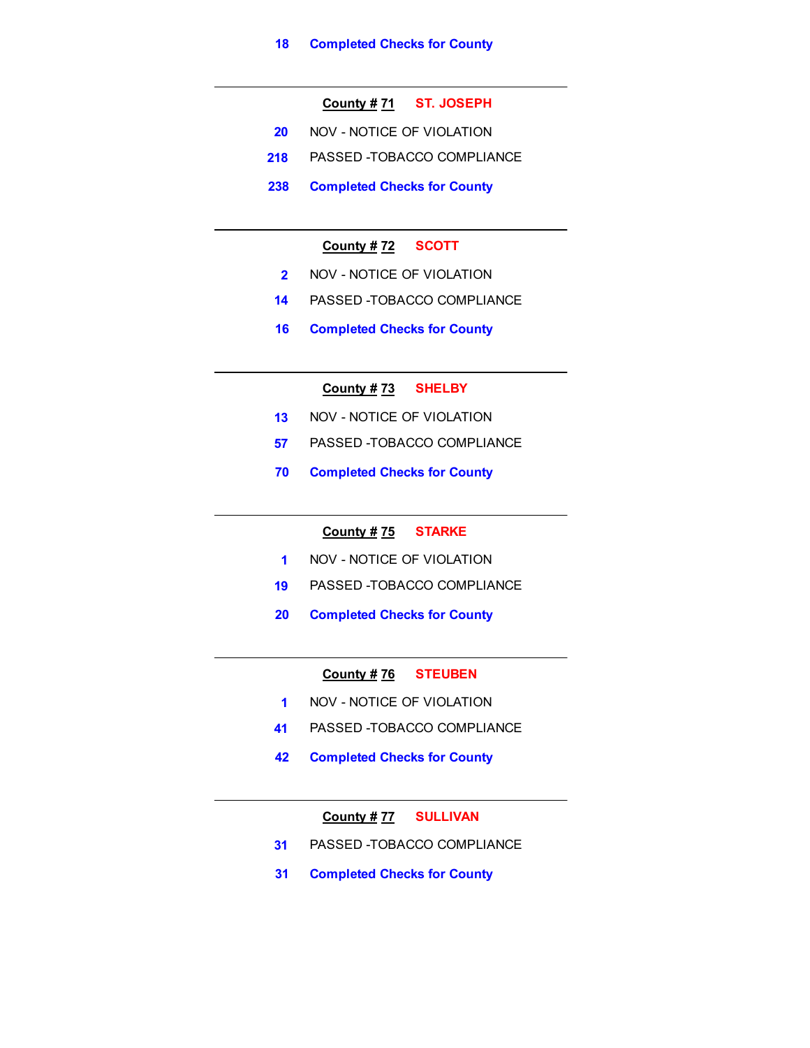**18** **Completed Checks for County**

---

**County # 71** **ST. JOSEPH**

| | |
|---|---|
| 20 | NOV - NOTICE OF VIOLATION |
| 218 | PASSED -TOBACCO COMPLIANCE |
| **238** | **Completed Checks for County** |

---

**County # 72** **SCOTT**

| | |
|---|---|
| 2 | NOV - NOTICE OF VIOLATION |
| 14 | PASSED -TOBACCO COMPLIANCE |
| **16** | **Completed Checks for County** |

---

**County # 73** **SHELBY**

| | |
|---|---|
| 13 | NOV - NOTICE OF VIOLATION |
| 57 | PASSED -TOBACCO COMPLIANCE |
| **70** | **Completed Checks for County** |

---

**County # 75** **STARKE**

| | |
|---|---|
| 1 | NOV - NOTICE OF VIOLATION |
| 19 | PASSED -TOBACCO COMPLIANCE |
| **20** | **Completed Checks for County** |

---

**County # 76** **STEUBEN**

| | |
|---|---|
| 1 | NOV - NOTICE OF VIOLATION |
| 41 | PASSED -TOBACCO COMPLIANCE |
| **42** | **Completed Checks for County** |

---

**County # 77** **SULLIVAN**

| | |
|---|---|
| 31 | PASSED -TOBACCO COMPLIANCE |
| **31** | **Completed Checks for County** |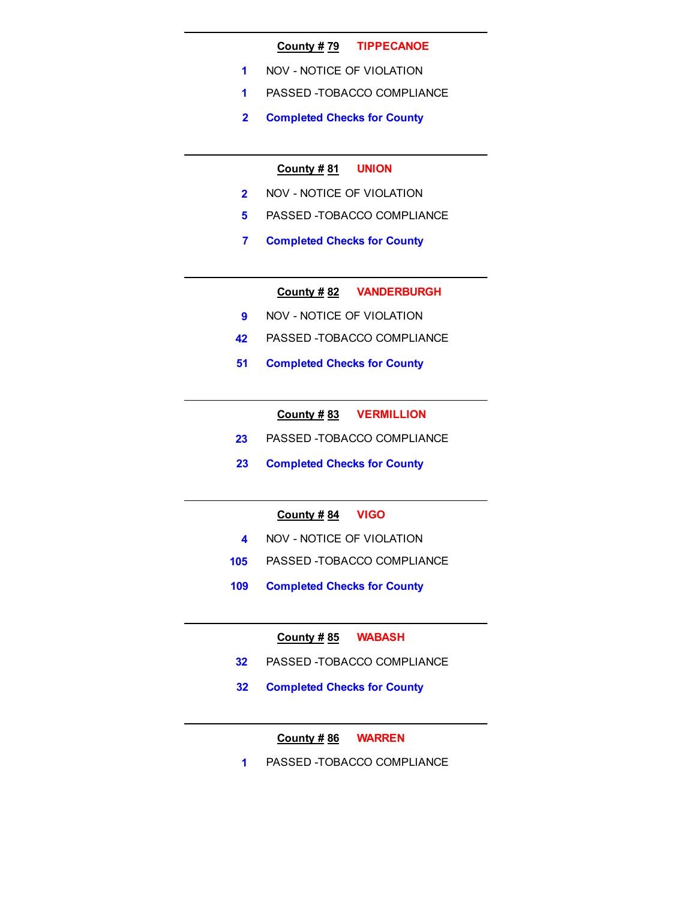---

**County # 79** **TIPPECANOE**

1 NOV - NOTICE OF VIOLATION

1 PASSED -TOBACCO COMPLIANCE

**2 Completed Checks for County**

---

**County # 81** **UNION**

2 NOV - NOTICE OF VIOLATION

5 PASSED -TOBACCO COMPLIANCE

**7 Completed Checks for County**

---

**County # 82** **VANDERBURGH**

9 NOV - NOTICE OF VIOLATION

42 PASSED -TOBACCO COMPLIANCE

**51 Completed Checks for County**

---

**County # 83** **VERMILLION**

23 PASSED -TOBACCO COMPLIANCE

**23 Completed Checks for County**

---

**County # 84** **VIGO**

4 NOV - NOTICE OF VIOLATION

105 PASSED -TOBACCO COMPLIANCE

**109 Completed Checks for County**

---

**County # 85** **WABASH**

32 PASSED -TOBACCO COMPLIANCE

**32 Completed Checks for County**

---

**County # 86** **WARREN**

1 PASSED -TOBACCO COMPLIANCE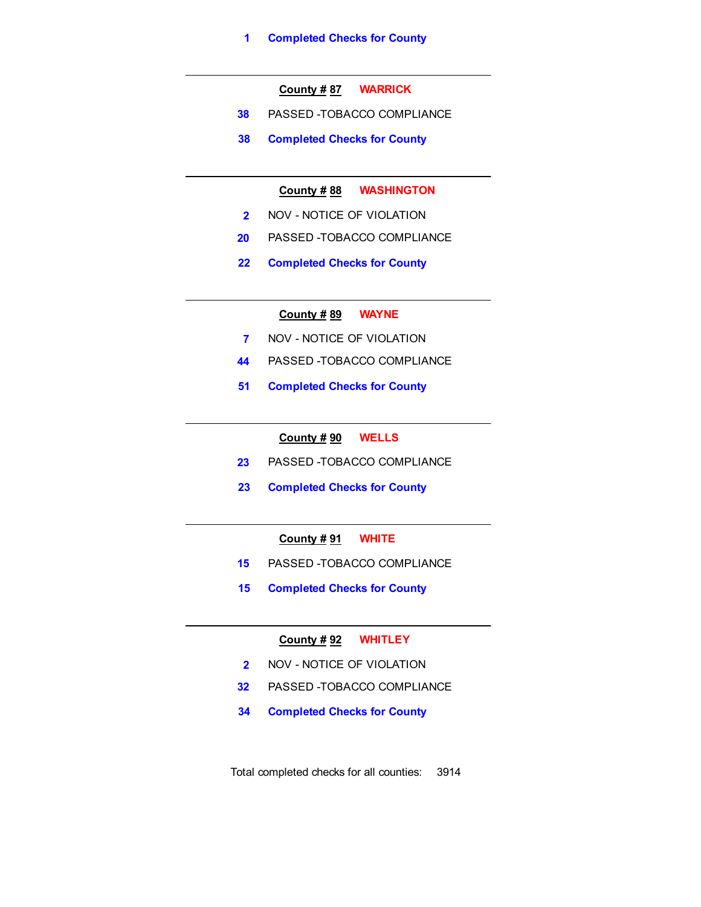1 **Completed Checks for County**

---

**County # 87** **WARRICK**

38 PASSED -TOBACCO COMPLIANCE

38 **Completed Checks for County**

---

**County # 88** **WASHINGTON**

2 NOV - NOTICE OF VIOLATION

20 PASSED -TOBACCO COMPLIANCE

22 **Completed Checks for County**

---

**County # 89** **WAYNE**

7 NOV - NOTICE OF VIOLATION

44 PASSED -TOBACCO COMPLIANCE

51 **Completed Checks for County**

---

**County # 90** **WELLS**

23 PASSED -TOBACCO COMPLIANCE

23 **Completed Checks for County**

---

**County # 91** **WHITE**

15 PASSED -TOBACCO COMPLIANCE

15 **Completed Checks for County**

---

**County # 92** **WHITLEY**

2 NOV - NOTICE OF VIOLATION

32 PASSED -TOBACCO COMPLIANCE

34 **Completed Checks for County**

Total completed checks for all counties: 3914